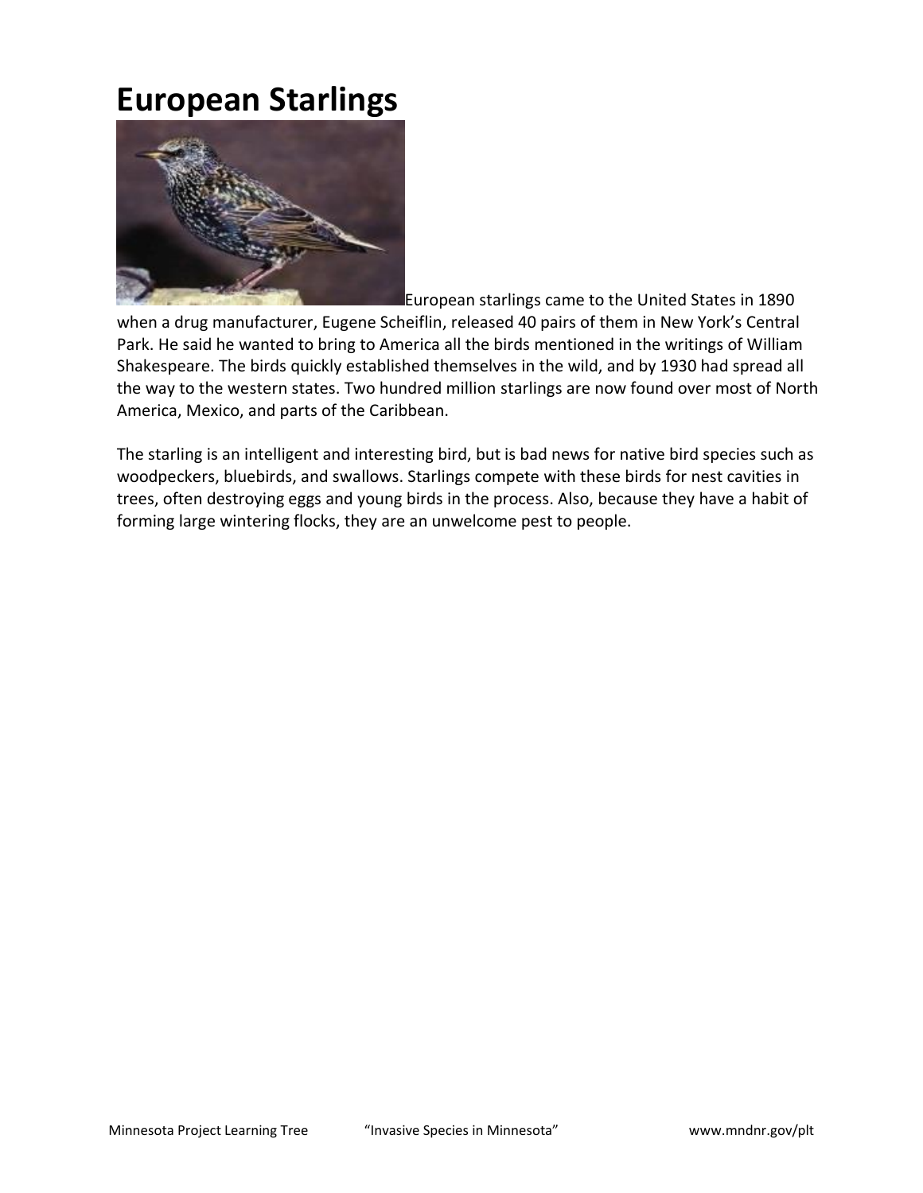# European Starlings

European starlings came to the United States in 1890 when a drug manufacturer, Eugene Scheiflin, released 40 pairs of them in New York's Central Park. He said he wanted to bring to America all the birds mentioned in the writings of William Shakespeare. The birds quickly established themselves in the wild, and by 1930 had spread all the way to the western states. Two hundred million starlings are now found over most of North America, Mexico, and parts of the Caribbean.

The starling is an intelligent and interesting bird, but is bad news for native bird species such as woodpeckers, bluebirds, and swallows. Starlings compete with these birds for nest cavities in trees, often destroying eggs and young birds in the process. Also, because they have a habit of forming large wintering flocks, they are an unwelcome pest to people.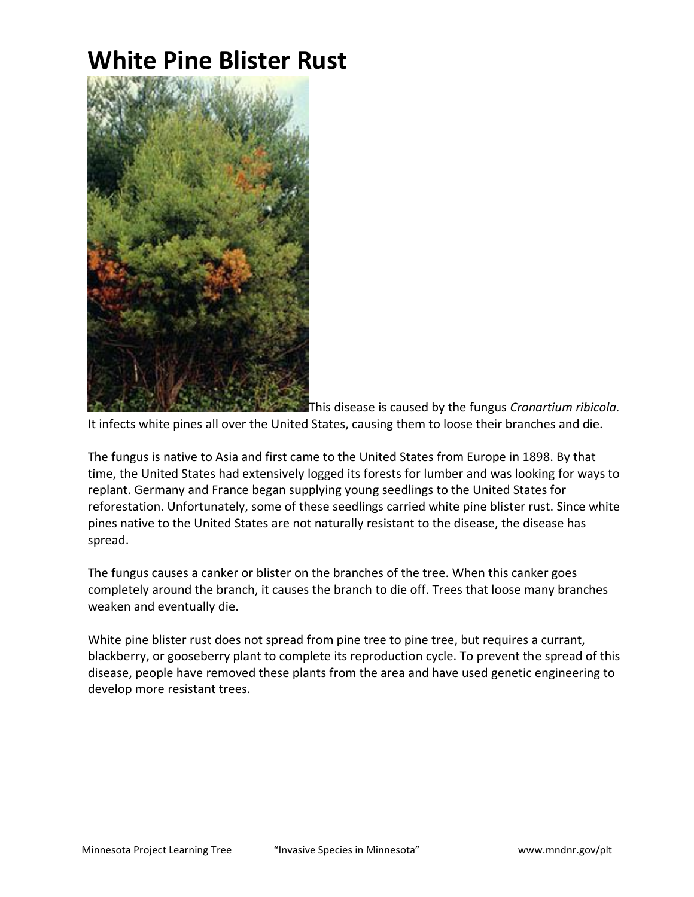# White Pine Blister Rust

This disease is caused by the fungus *Cronartium ribicola.* It infects white pines all over the United States, causing them to loose their branches and die.

The fungus is native to Asia and first came to the United States from Europe in 1898. By that time, the United States had extensively logged its forests for lumber and was looking for ways to replant. Germany and France began supplying young seedlings to the United States for reforestation. Unfortunately, some of these seedlings carried white pine blister rust. Since white pines native to the United States are not naturally resistant to the disease, the disease has spread.

The fungus causes a canker or blister on the branches of the tree. When this canker goes completely around the branch, it causes the branch to die off. Trees that loose many branches weaken and eventually die.

White pine blister rust does not spread from pine tree to pine tree, but requires a currant, blackberry, or gooseberry plant to complete its reproduction cycle. To prevent the spread of this disease, people have removed these plants from the area and have used genetic engineering to develop more resistant trees.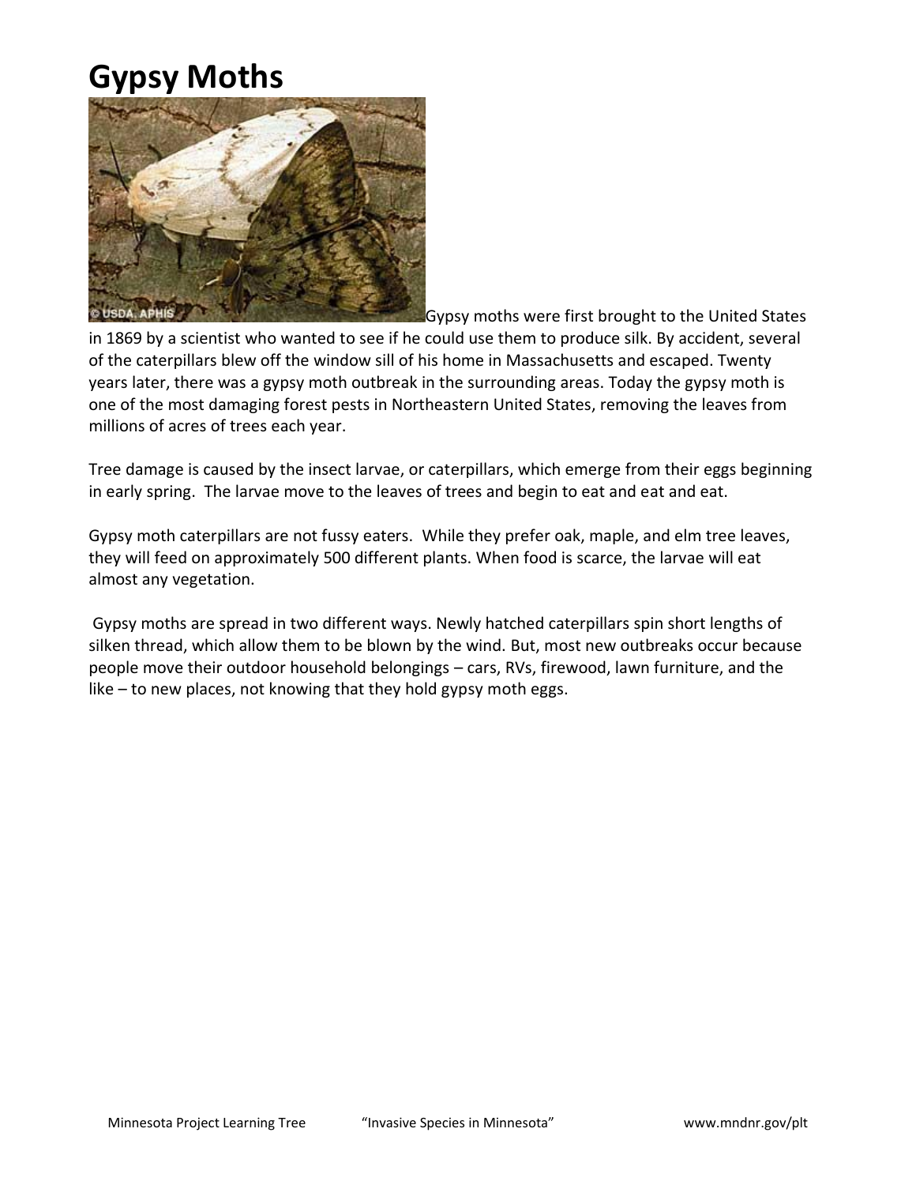# Gypsy Moths

Gypsy moths were first brought to the United States in 1869 by a scientist who wanted to see if he could use them to produce silk. By accident, several of the caterpillars blew off the window sill of his home in Massachusetts and escaped. Twenty years later, there was a gypsy moth outbreak in the surrounding areas. Today the gypsy moth is one of the most damaging forest pests in Northeastern United States, removing the leaves from millions of acres of trees each year.

Tree damage is caused by the insect larvae, or caterpillars, which emerge from their eggs beginning in early spring. The larvae move to the leaves of trees and begin to eat and eat and eat.

Gypsy moth caterpillars are not fussy eaters. While they prefer oak, maple, and elm tree leaves, they will feed on approximately 500 different plants. When food is scarce, the larvae will eat almost any vegetation.

Gypsy moths are spread in two different ways. Newly hatched caterpillars spin short lengths of silken thread, which allow them to be blown by the wind. But, most new outbreaks occur because people move their outdoor household belongings – cars, RVs, firewood, lawn furniture, and the like – to new places, not knowing that they hold gypsy moth eggs.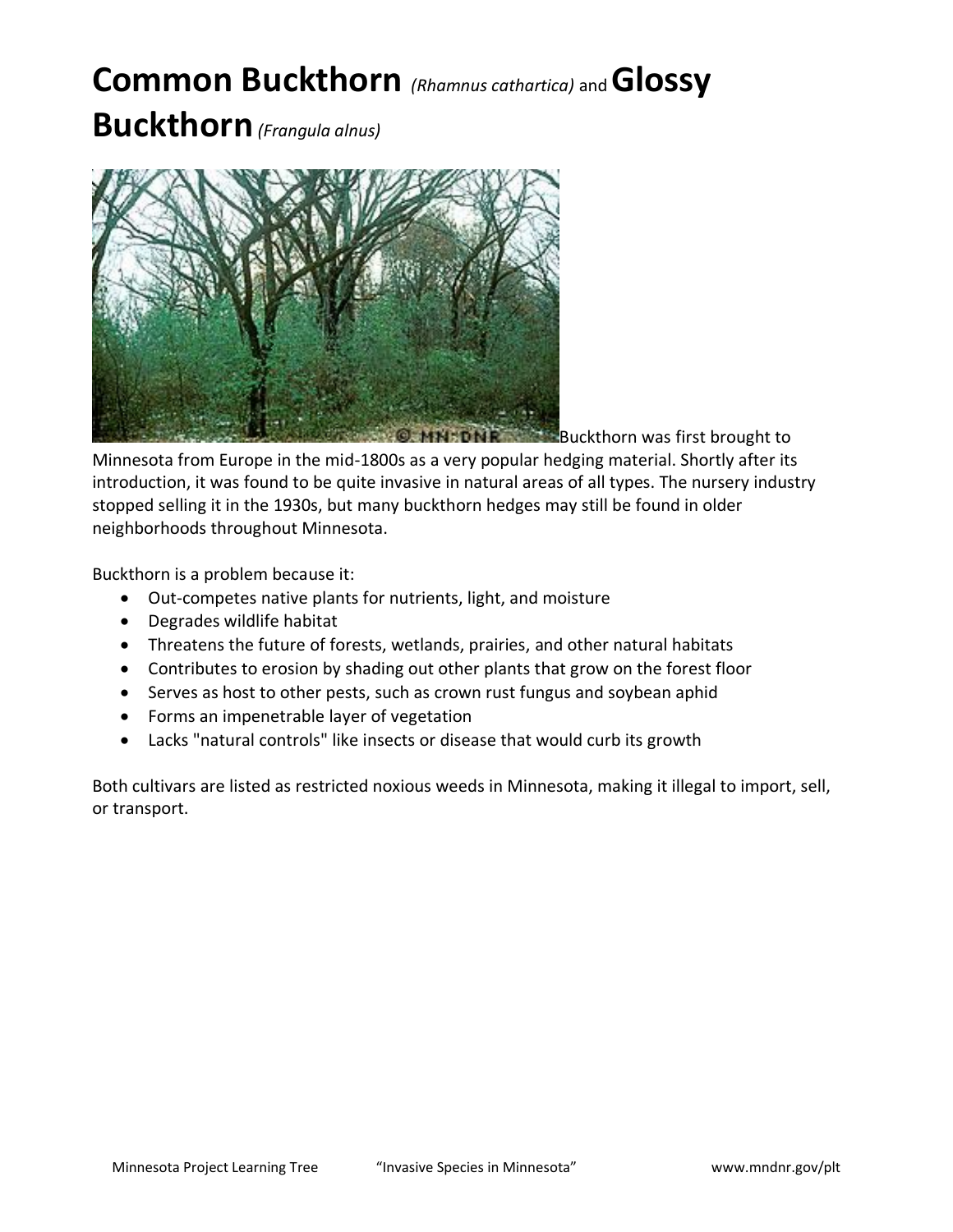# Common Buckthorn *(Rhamnus cathartica)* and Glossy Buckthorn *(Frangula alnus)*

Buckthorn was first brought to Minnesota from Europe in the mid-1800s as a very popular hedging material. Shortly after its introduction, it was found to be quite invasive in natural areas of all types. The nursery industry stopped selling it in the 1930s, but many buckthorn hedges may still be found in older neighborhoods throughout Minnesota.

Buckthorn is a problem because it:

- Out-competes native plants for nutrients, light, and moisture
- Degrades wildlife habitat
- Threatens the future of forests, wetlands, prairies, and other natural habitats
- Contributes to erosion by shading out other plants that grow on the forest floor
- Serves as host to other pests, such as crown rust fungus and soybean aphid
- Forms an impenetrable layer of vegetation
- Lacks "natural controls" like insects or disease that would curb its growth

Both cultivars are listed as restricted noxious weeds in Minnesota, making it illegal to import, sell, or transport.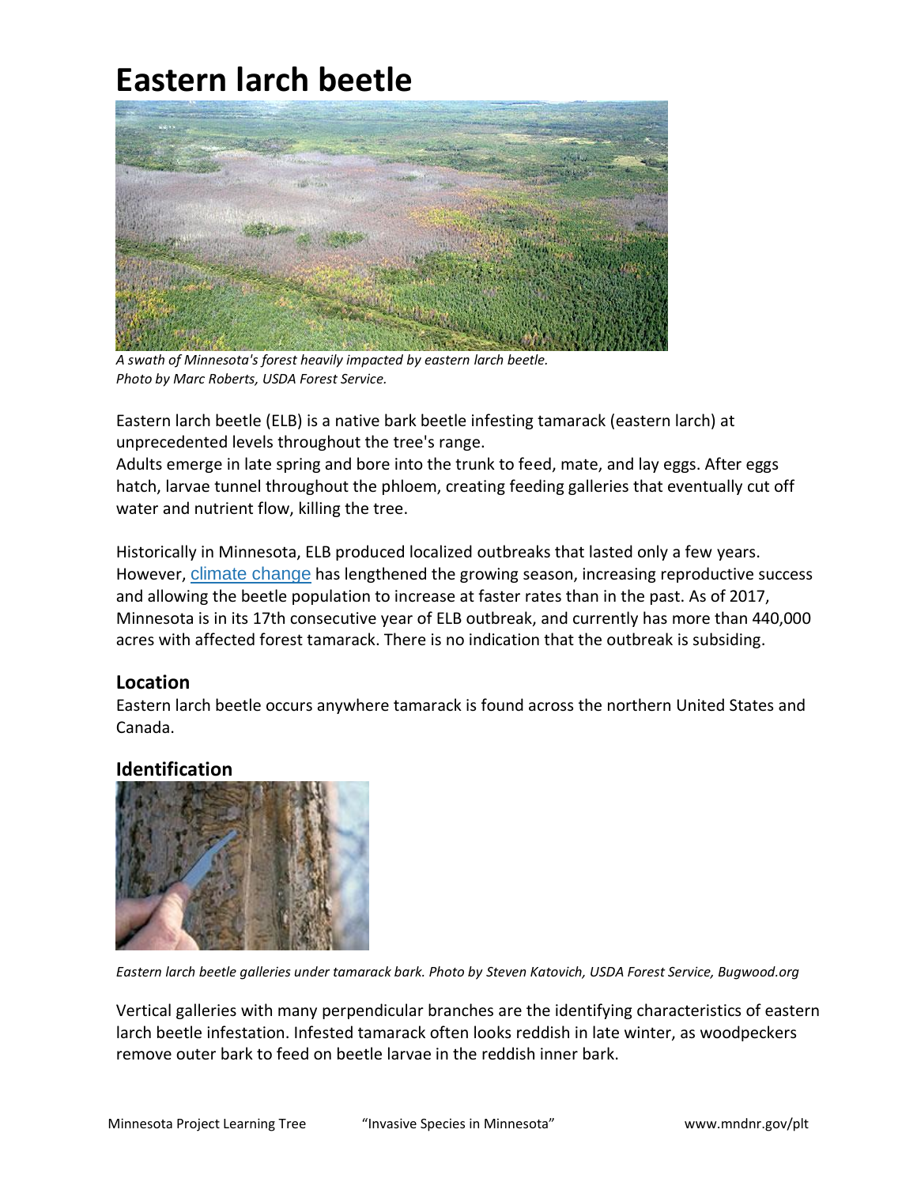# Eastern larch beetle

*A swath of Minnesota's forest heavily impacted by eastern larch beetle.*
*Photo by Marc Roberts, USDA Forest Service.*

Eastern larch beetle (ELB) is a native bark beetle infesting tamarack (eastern larch) at unprecedented levels throughout the tree's range.
Adults emerge in late spring and bore into the trunk to feed, mate, and lay eggs. After eggs hatch, larvae tunnel throughout the phloem, creating feeding galleries that eventually cut off water and nutrient flow, killing the tree.

Historically in Minnesota, ELB produced localized outbreaks that lasted only a few years. However, climate change has lengthened the growing season, increasing reproductive success and allowing the beetle population to increase at faster rates than in the past. As of 2017, Minnesota is in its 17th consecutive year of ELB outbreak, and currently has more than 440,000 acres with affected forest tamarack. There is no indication that the outbreak is subsiding.

## Location

Eastern larch beetle occurs anywhere tamarack is found across the northern United States and Canada.

## Identification

*Eastern larch beetle galleries under tamarack bark. Photo by Steven Katovich, USDA Forest Service, Bugwood.org*

Vertical galleries with many perpendicular branches are the identifying characteristics of eastern larch beetle infestation. Infested tamarack often looks reddish in late winter, as woodpeckers remove outer bark to feed on beetle larvae in the reddish inner bark.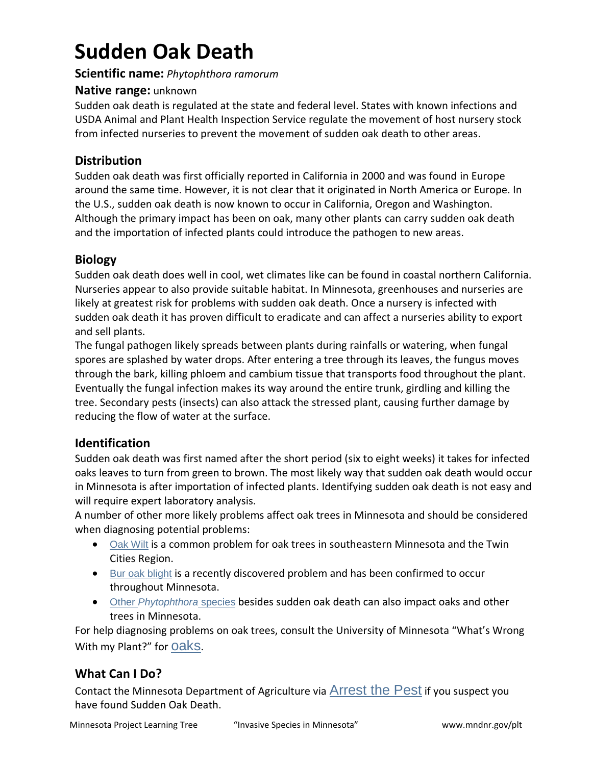# Sudden Oak Death

**Scientific name:** *Phytophthora ramorum*

**Native range:** unknown

Sudden oak death is regulated at the state and federal level. States with known infections and USDA Animal and Plant Health Inspection Service regulate the movement of host nursery stock from infected nurseries to prevent the movement of sudden oak death to other areas.

## Distribution

Sudden oak death was first officially reported in California in 2000 and was found in Europe around the same time. However, it is not clear that it originated in North America or Europe. In the U.S., sudden oak death is now known to occur in California, Oregon and Washington. Although the primary impact has been on oak, many other plants can carry sudden oak death and the importation of infected plants could introduce the pathogen to new areas.

## Biology

Sudden oak death does well in cool, wet climates like can be found in coastal northern California. Nurseries appear to also provide suitable habitat. In Minnesota, greenhouses and nurseries are likely at greatest risk for problems with sudden oak death. Once a nursery is infected with sudden oak death it has proven difficult to eradicate and can affect a nurseries ability to export and sell plants.

The fungal pathogen likely spreads between plants during rainfalls or watering, when fungal spores are splashed by water drops. After entering a tree through its leaves, the fungus moves through the bark, killing phloem and cambium tissue that transports food throughout the plant. Eventually the fungal infection makes its way around the entire trunk, girdling and killing the tree. Secondary pests (insects) can also attack the stressed plant, causing further damage by reducing the flow of water at the surface.

## Identification

Sudden oak death was first named after the short period (six to eight weeks) it takes for infected oaks leaves to turn from green to brown. The most likely way that sudden oak death would occur in Minnesota is after importation of infected plants. Identifying sudden oak death is not easy and will require expert laboratory analysis.

A number of other more likely problems affect oak trees in Minnesota and should be considered when diagnosing potential problems:

- Oak Wilt is a common problem for oak trees in southeastern Minnesota and the Twin Cities Region.
- Bur oak blight is a recently discovered problem and has been confirmed to occur throughout Minnesota.
- Other *Phytophthora* species besides sudden oak death can also impact oaks and other trees in Minnesota.

For help diagnosing problems on oak trees, consult the University of Minnesota "What's Wrong With my Plant?" for oaks.

## What Can I Do?

Contact the Minnesota Department of Agriculture via Arrest the Pest if you suspect you have found Sudden Oak Death.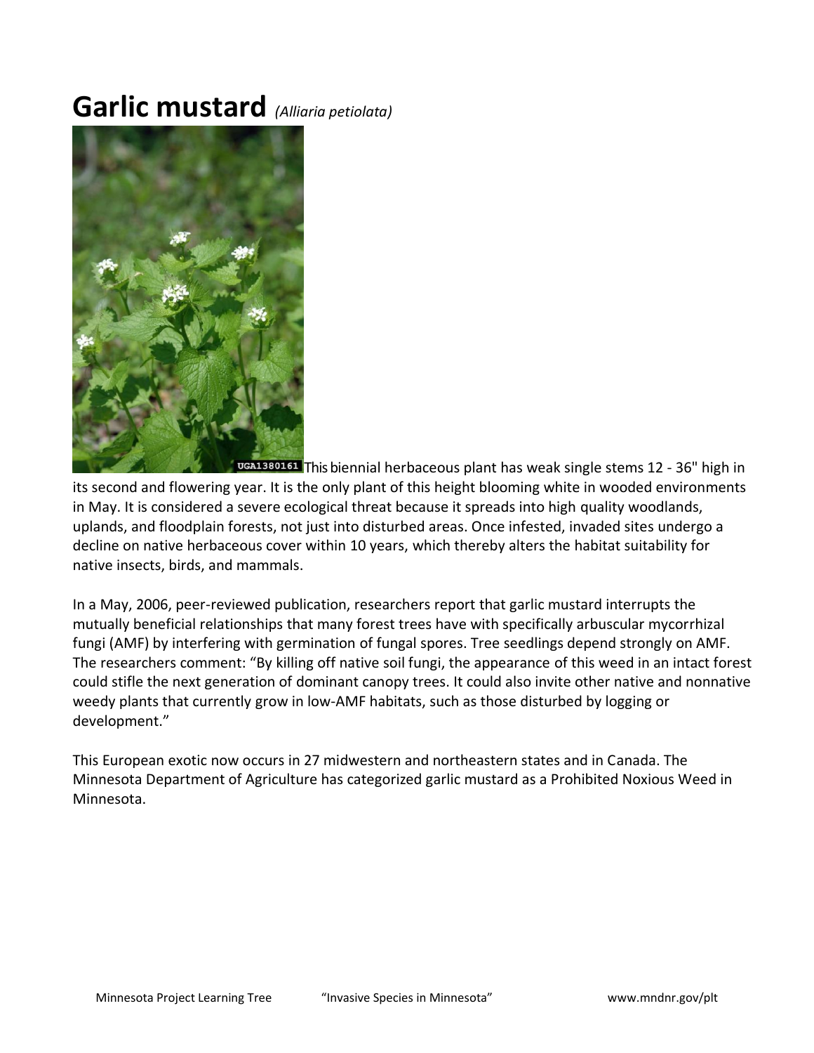# Garlic mustard *(Alliaria petiolata)*

This biennial herbaceous plant has weak single stems 12 - 36" high in its second and flowering year. It is the only plant of this height blooming white in wooded environments in May. It is considered a severe ecological threat because it spreads into high quality woodlands, uplands, and floodplain forests, not just into disturbed areas. Once infested, invaded sites undergo a decline on native herbaceous cover within 10 years, which thereby alters the habitat suitability for native insects, birds, and mammals.

In a May, 2006, peer-reviewed publication, researchers report that garlic mustard interrupts the mutually beneficial relationships that many forest trees have with specifically arbuscular mycorrhizal fungi (AMF) by interfering with germination of fungal spores. Tree seedlings depend strongly on AMF. The researchers comment: "By killing off native soil fungi, the appearance of this weed in an intact forest could stifle the next generation of dominant canopy trees. It could also invite other native and nonnative weedy plants that currently grow in low-AMF habitats, such as those disturbed by logging or development."

This European exotic now occurs in 27 midwestern and northeastern states and in Canada. The Minnesota Department of Agriculture has categorized garlic mustard as a Prohibited Noxious Weed in Minnesota.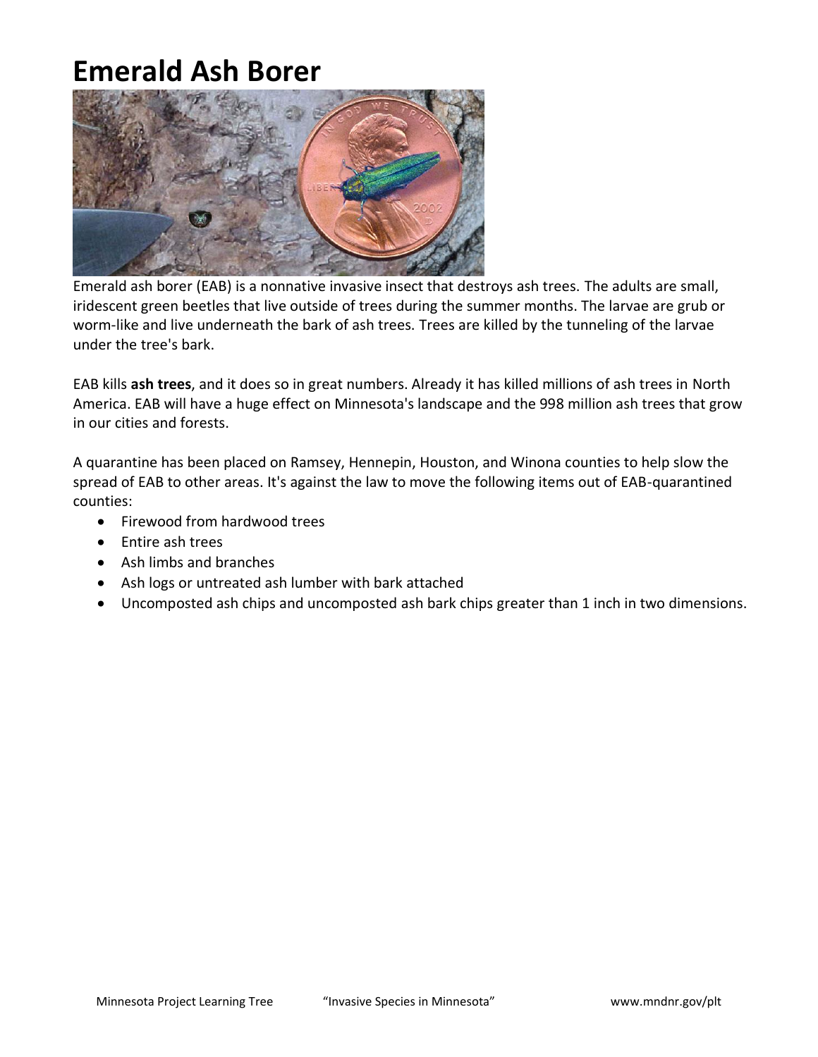# Emerald Ash Borer

Emerald ash borer (EAB) is a nonnative invasive insect that destroys ash trees. The adults are small, iridescent green beetles that live outside of trees during the summer months. The larvae are grub or worm-like and live underneath the bark of ash trees. Trees are killed by the tunneling of the larvae under the tree's bark.

EAB kills **ash trees**, and it does so in great numbers. Already it has killed millions of ash trees in North America. EAB will have a huge effect on Minnesota's landscape and the 998 million ash trees that grow in our cities and forests.

A quarantine has been placed on Ramsey, Hennepin, Houston, and Winona counties to help slow the spread of EAB to other areas. It's against the law to move the following items out of EAB-quarantined counties:

- Firewood from hardwood trees
- Entire ash trees
- Ash limbs and branches
- Ash logs or untreated ash lumber with bark attached
- Uncomposted ash chips and uncomposted ash bark chips greater than 1 inch in two dimensions.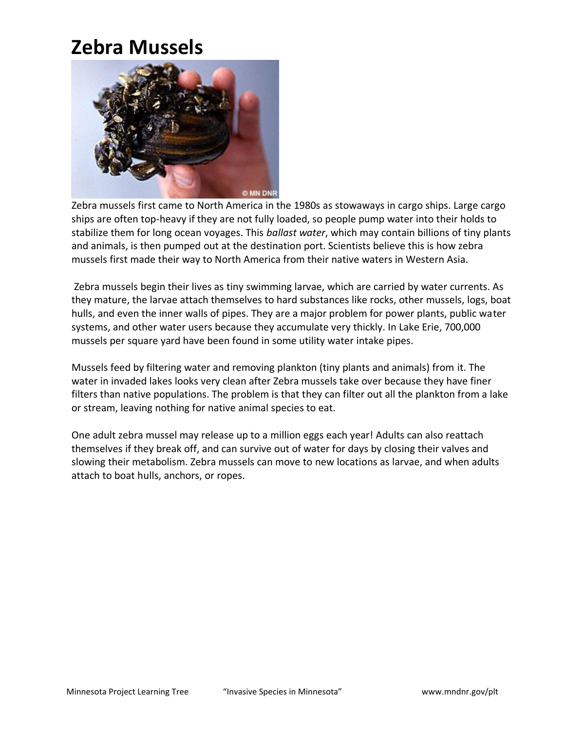# Zebra Mussels

Zebra mussels first came to North America in the 1980s as stowaways in cargo ships. Large cargo ships are often top-heavy if they are not fully loaded, so people pump water into their holds to stabilize them for long ocean voyages. This *ballast water*, which may contain billions of tiny plants and animals, is then pumped out at the destination port. Scientists believe this is how zebra mussels first made their way to North America from their native waters in Western Asia.

Zebra mussels begin their lives as tiny swimming larvae, which are carried by water currents. As they mature, the larvae attach themselves to hard substances like rocks, other mussels, logs, boat hulls, and even the inner walls of pipes. They are a major problem for power plants, public water systems, and other water users because they accumulate very thickly. In Lake Erie, 700,000 mussels per square yard have been found in some utility water intake pipes.

Mussels feed by filtering water and removing plankton (tiny plants and animals) from it. The water in invaded lakes looks very clean after Zebra mussels take over because they have finer filters than native populations. The problem is that they can filter out all the plankton from a lake or stream, leaving nothing for native animal species to eat.

One adult zebra mussel may release up to a million eggs each year! Adults can also reattach themselves if they break off, and can survive out of water for days by closing their valves and slowing their metabolism. Zebra mussels can move to new locations as larvae, and when adults attach to boat hulls, anchors, or ropes.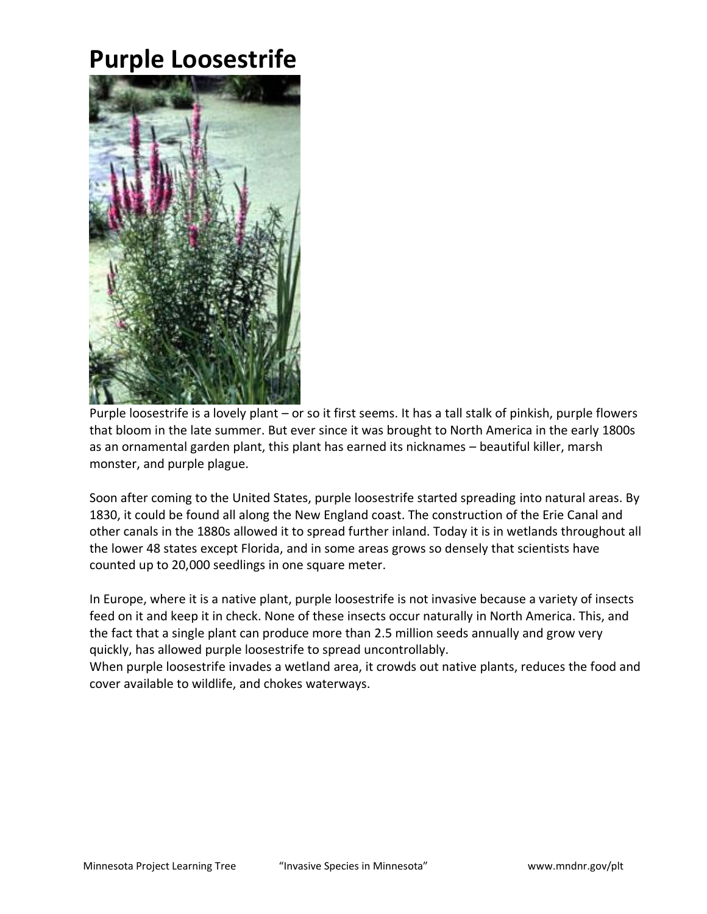# Purple Loosestrife

Purple loosestrife is a lovely plant – or so it first seems. It has a tall stalk of pinkish, purple flowers that bloom in the late summer. But ever since it was brought to North America in the early 1800s as an ornamental garden plant, this plant has earned its nicknames – beautiful killer, marsh monster, and purple plague.

Soon after coming to the United States, purple loosestrife started spreading into natural areas. By 1830, it could be found all along the New England coast. The construction of the Erie Canal and other canals in the 1880s allowed it to spread further inland. Today it is in wetlands throughout all the lower 48 states except Florida, and in some areas grows so densely that scientists have counted up to 20,000 seedlings in one square meter.

In Europe, where it is a native plant, purple loosestrife is not invasive because a variety of insects feed on it and keep it in check. None of these insects occur naturally in North America. This, and the fact that a single plant can produce more than 2.5 million seeds annually and grow very quickly, has allowed purple loosestrife to spread uncontrollably.
When purple loosestrife invades a wetland area, it crowds out native plants, reduces the food and cover available to wildlife, and chokes waterways.